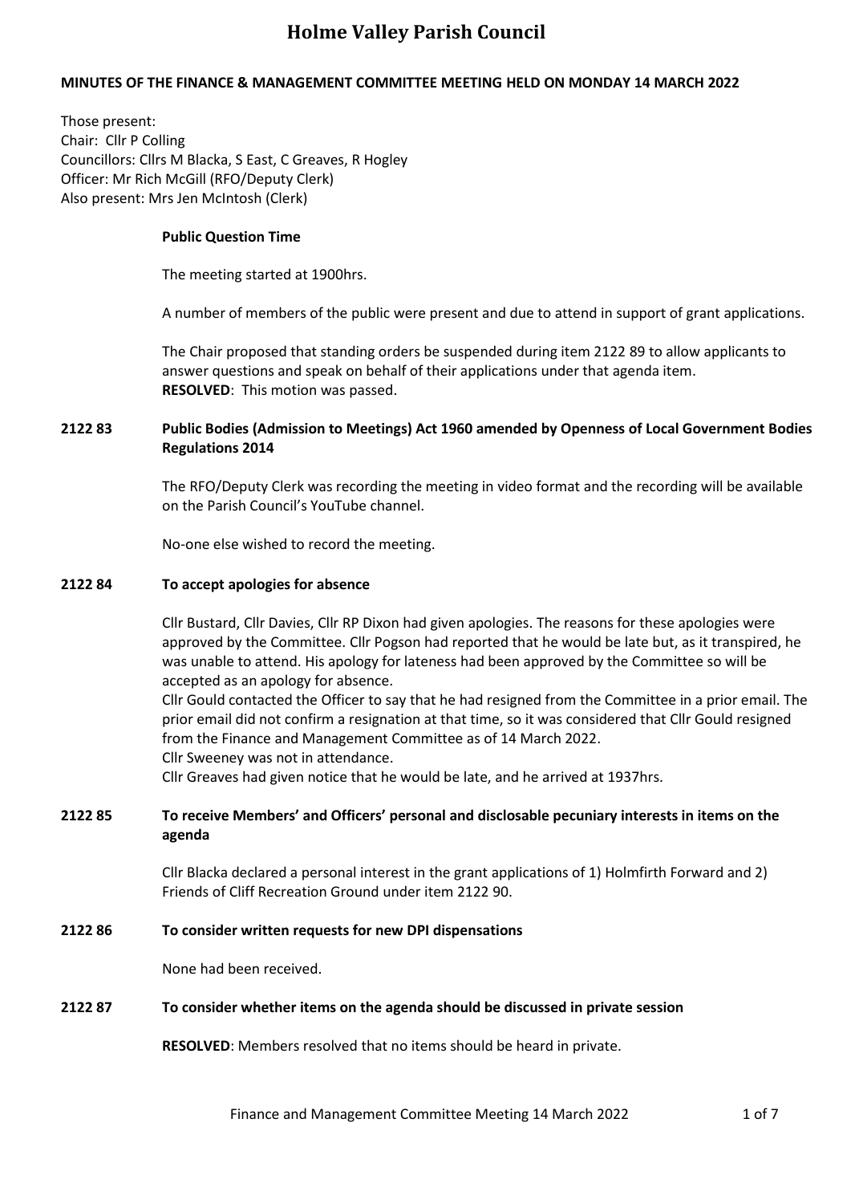# Holme Valley Parish Council

**MINUTES OF THE FINANCE & MANAGEMENT COMMITTEE MEETING HELD ON MONDAY 14 MARCH 2022**

Those present:
Chair: Cllr P Colling
Councillors: Cllrs M Blacka, S East, C Greaves, R Hogley
Officer: Mr Rich McGill (RFO/Deputy Clerk)
Also present: Mrs Jen McIntosh (Clerk)

**Public Question Time**

The meeting started at 1900hrs.

A number of members of the public were present and due to attend in support of grant applications.

The Chair proposed that standing orders be suspended during item 2122 89 to allow applicants to answer questions and speak on behalf of their applications under that agenda item.
**RESOLVED**: This motion was passed.

**2122 83 Public Bodies (Admission to Meetings) Act 1960 amended by Openness of Local Government Bodies Regulations 2014**

The RFO/Deputy Clerk was recording the meeting in video format and the recording will be available on the Parish Council's YouTube channel.

No-one else wished to record the meeting.

**2122 84 To accept apologies for absence**

Cllr Bustard, Cllr Davies, Cllr RP Dixon had given apologies. The reasons for these apologies were approved by the Committee. Cllr Pogson had reported that he would be late but, as it transpired, he was unable to attend. His apology for lateness had been approved by the Committee so will be accepted as an apology for absence.
Cllr Gould contacted the Officer to say that he had resigned from the Committee in a prior email. The prior email did not confirm a resignation at that time, so it was considered that Cllr Gould resigned from the Finance and Management Committee as of 14 March 2022.
Cllr Sweeney was not in attendance.
Cllr Greaves had given notice that he would be late, and he arrived at 1937hrs.

**2122 85 To receive Members' and Officers' personal and disclosable pecuniary interests in items on the agenda**

Cllr Blacka declared a personal interest in the grant applications of 1) Holmfirth Forward and 2) Friends of Cliff Recreation Ground under item 2122 90.

**2122 86 To consider written requests for new DPI dispensations**

None had been received.

**2122 87 To consider whether items on the agenda should be discussed in private session**

**RESOLVED**: Members resolved that no items should be heard in private.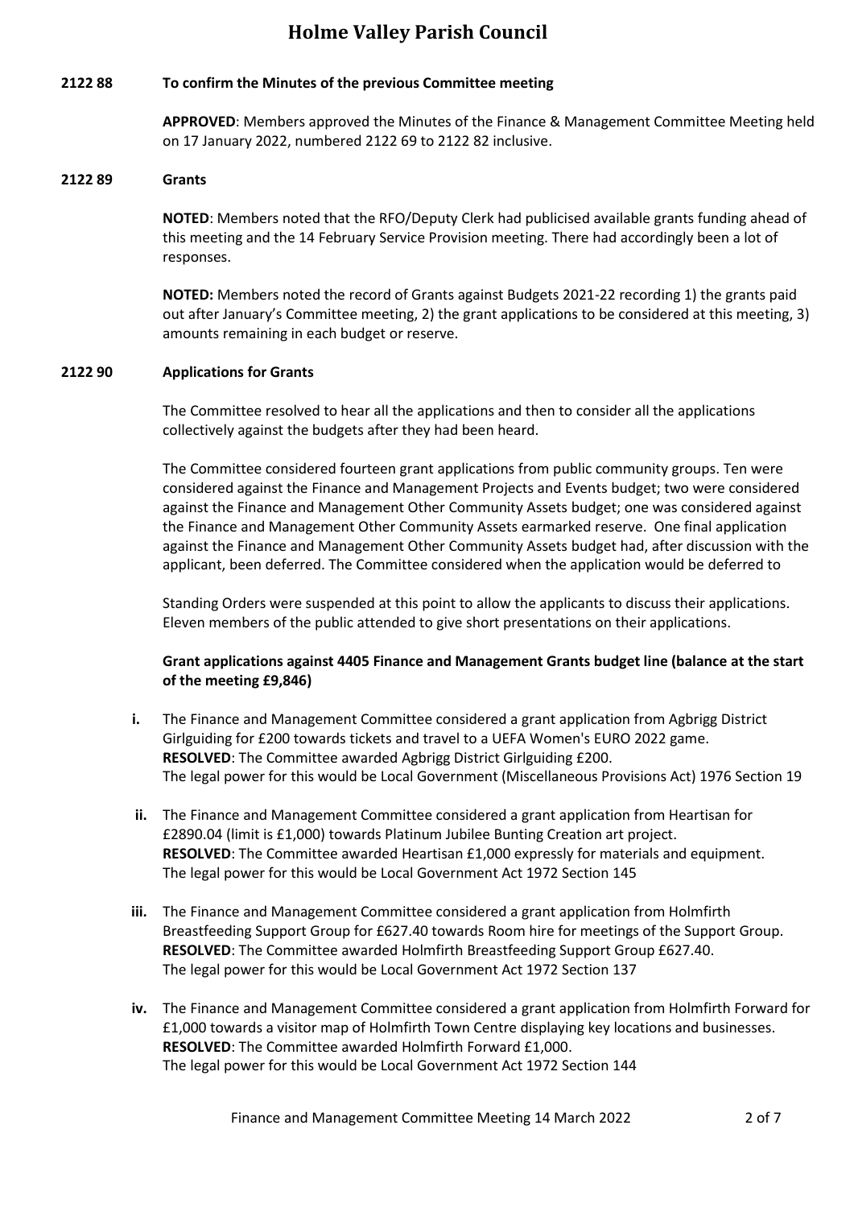**2122 88 To confirm the Minutes of the previous Committee meeting**

**APPROVED**: Members approved the Minutes of the Finance & Management Committee Meeting held on 17 January 2022, numbered 2122 69 to 2122 82 inclusive.

**2122 89 Grants**

**NOTED**: Members noted that the RFO/Deputy Clerk had publicised available grants funding ahead of this meeting and the 14 February Service Provision meeting. There had accordingly been a lot of responses.

**NOTED:** Members noted the record of Grants against Budgets 2021-22 recording 1) the grants paid out after January's Committee meeting, 2) the grant applications to be considered at this meeting, 3) amounts remaining in each budget or reserve.

**2122 90 Applications for Grants**

The Committee resolved to hear all the applications and then to consider all the applications collectively against the budgets after they had been heard.

The Committee considered fourteen grant applications from public community groups. Ten were considered against the Finance and Management Projects and Events budget; two were considered against the Finance and Management Other Community Assets budget; one was considered against the Finance and Management Other Community Assets earmarked reserve. One final application against the Finance and Management Other Community Assets budget had, after discussion with the applicant, been deferred. The Committee considered when the application would be deferred to

Standing Orders were suspended at this point to allow the applicants to discuss their applications. Eleven members of the public attended to give short presentations on their applications.

**Grant applications against 4405 Finance and Management Grants budget line (balance at the start of the meeting £9,846)**

- **i.** The Finance and Management Committee considered a grant application from Agbrigg District Girlguiding for £200 towards tickets and travel to a UEFA Women's EURO 2022 game.
  **RESOLVED**: The Committee awarded Agbrigg District Girlguiding £200.
  The legal power for this would be Local Government (Miscellaneous Provisions Act) 1976 Section 19

- **ii.** The Finance and Management Committee considered a grant application from Heartisan for £2890.04 (limit is £1,000) towards Platinum Jubilee Bunting Creation art project.
  **RESOLVED**: The Committee awarded Heartisan £1,000 expressly for materials and equipment.
  The legal power for this would be Local Government Act 1972 Section 145

- **iii.** The Finance and Management Committee considered a grant application from Holmfirth Breastfeeding Support Group for £627.40 towards Room hire for meetings of the Support Group.
  **RESOLVED**: The Committee awarded Holmfirth Breastfeeding Support Group £627.40.
  The legal power for this would be Local Government Act 1972 Section 137

- **iv.** The Finance and Management Committee considered a grant application from Holmfirth Forward for £1,000 towards a visitor map of Holmfirth Town Centre displaying key locations and businesses.
  **RESOLVED**: The Committee awarded Holmfirth Forward £1,000.
  The legal power for this would be Local Government Act 1972 Section 144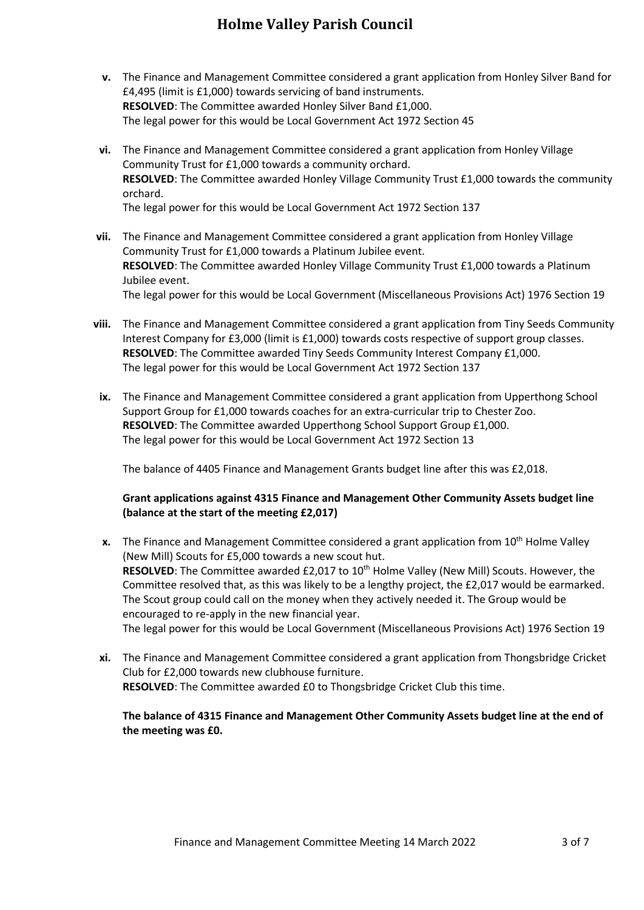- **v.** The Finance and Management Committee considered a grant application from Honley Silver Band for £4,495 (limit is £1,000) towards servicing of band instruments.
  **RESOLVED**: The Committee awarded Honley Silver Band £1,000.
  The legal power for this would be Local Government Act 1972 Section 45

- **vi.** The Finance and Management Committee considered a grant application from Honley Village Community Trust for £1,000 towards a community orchard.
  **RESOLVED**: The Committee awarded Honley Village Community Trust £1,000 towards the community orchard.
  The legal power for this would be Local Government Act 1972 Section 137

- **vii.** The Finance and Management Committee considered a grant application from Honley Village Community Trust for £1,000 towards a Platinum Jubilee event.
  **RESOLVED**: The Committee awarded Honley Village Community Trust £1,000 towards a Platinum Jubilee event.
  The legal power for this would be Local Government (Miscellaneous Provisions Act) 1976 Section 19

- **viii.** The Finance and Management Committee considered a grant application from Tiny Seeds Community Interest Company for £3,000 (limit is £1,000) towards costs respective of support group classes.
  **RESOLVED**: The Committee awarded Tiny Seeds Community Interest Company £1,000.
  The legal power for this would be Local Government Act 1972 Section 137

- **ix.** The Finance and Management Committee considered a grant application from Upperthong School Support Group for £1,000 towards coaches for an extra-curricular trip to Chester Zoo.
  **RESOLVED**: The Committee awarded Upperthong School Support Group £1,000.
  The legal power for this would be Local Government Act 1972 Section 13

  The balance of 4405 Finance and Management Grants budget line after this was £2,018.

**Grant applications against 4315 Finance and Management Other Community Assets budget line (balance at the start of the meeting £2,017)**

- **x.** The Finance and Management Committee considered a grant application from 10th Holme Valley (New Mill) Scouts for £5,000 towards a new scout hut.
  **RESOLVED**: The Committee awarded £2,017 to 10th Holme Valley (New Mill) Scouts. However, the Committee resolved that, as this was likely to be a lengthy project, the £2,017 would be earmarked. The Scout group could call on the money when they actively needed it. The Group would be encouraged to re-apply in the new financial year.
  The legal power for this would be Local Government (Miscellaneous Provisions Act) 1976 Section 19

- **xi.** The Finance and Management Committee considered a grant application from Thongsbridge Cricket Club for £2,000 towards new clubhouse furniture.
  **RESOLVED**: The Committee awarded £0 to Thongsbridge Cricket Club this time.

**The balance of 4315 Finance and Management Other Community Assets budget line at the end of the meeting was £0.**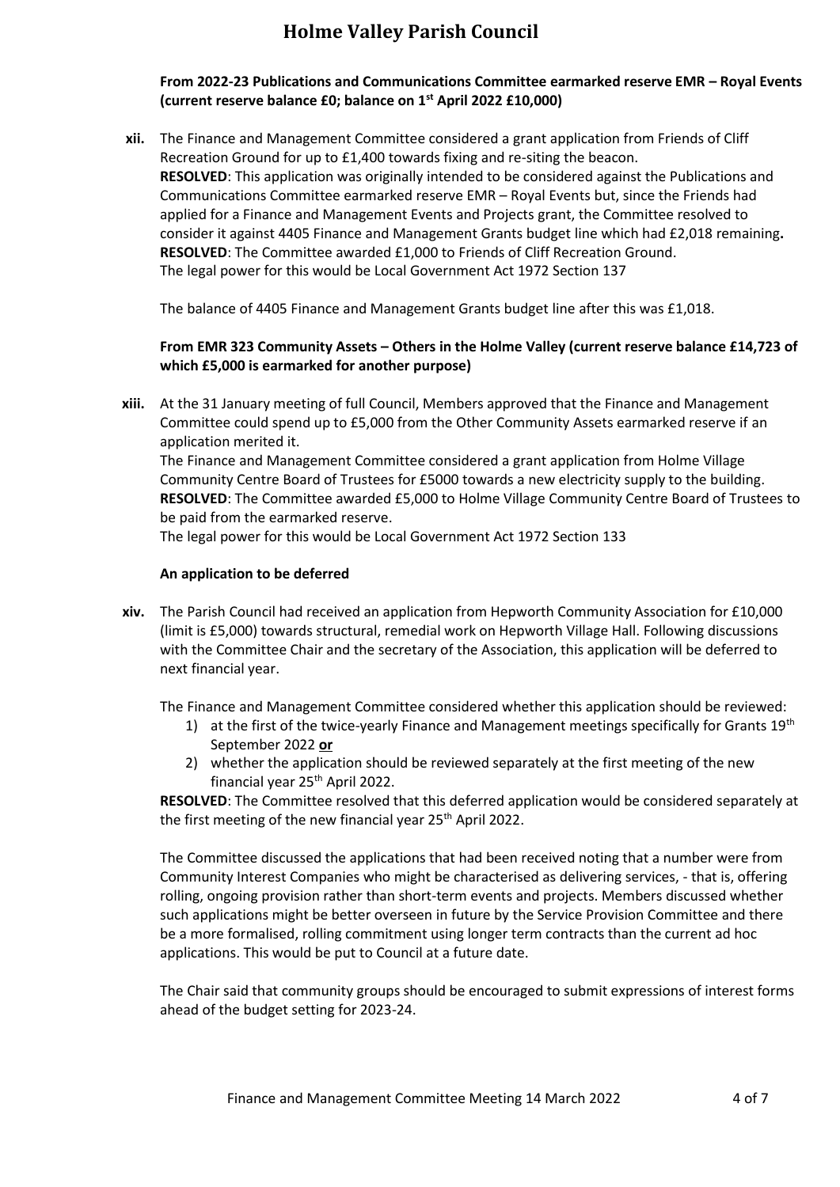**From 2022-23 Publications and Communications Committee earmarked reserve EMR – Royal Events (current reserve balance £0; balance on 1st April 2022 £10,000)**

**xii.** The Finance and Management Committee considered a grant application from Friends of Cliff Recreation Ground for up to £1,400 towards fixing and re-siting the beacon.
**RESOLVED**: This application was originally intended to be considered against the Publications and Communications Committee earmarked reserve EMR – Royal Events but, since the Friends had applied for a Finance and Management Events and Projects grant, the Committee resolved to consider it against 4405 Finance and Management Grants budget line which had £2,018 remaining**.**
**RESOLVED**: The Committee awarded £1,000 to Friends of Cliff Recreation Ground.
The legal power for this would be Local Government Act 1972 Section 137

The balance of 4405 Finance and Management Grants budget line after this was £1,018.

**From EMR 323 Community Assets – Others in the Holme Valley (current reserve balance £14,723 of which £5,000 is earmarked for another purpose)**

**xiii.** At the 31 January meeting of full Council, Members approved that the Finance and Management Committee could spend up to £5,000 from the Other Community Assets earmarked reserve if an application merited it.
The Finance and Management Committee considered a grant application from Holme Village Community Centre Board of Trustees for £5000 towards a new electricity supply to the building.
**RESOLVED**: The Committee awarded £5,000 to Holme Village Community Centre Board of Trustees to be paid from the earmarked reserve.
The legal power for this would be Local Government Act 1972 Section 133

**An application to be deferred**

**xiv.** The Parish Council had received an application from Hepworth Community Association for £10,000 (limit is £5,000) towards structural, remedial work on Hepworth Village Hall. Following discussions with the Committee Chair and the secretary of the Association, this application will be deferred to next financial year.

The Finance and Management Committee considered whether this application should be reviewed:

1) at the first of the twice-yearly Finance and Management meetings specifically for Grants 19th September 2022 **or**
2) whether the application should be reviewed separately at the first meeting of the new financial year 25th April 2022.

**RESOLVED**: The Committee resolved that this deferred application would be considered separately at the first meeting of the new financial year 25th April 2022.

The Committee discussed the applications that had been received noting that a number were from Community Interest Companies who might be characterised as delivering services, - that is, offering rolling, ongoing provision rather than short-term events and projects. Members discussed whether such applications might be better overseen in future by the Service Provision Committee and there be a more formalised, rolling commitment using longer term contracts than the current ad hoc applications. This would be put to Council at a future date.

The Chair said that community groups should be encouraged to submit expressions of interest forms ahead of the budget setting for 2023-24.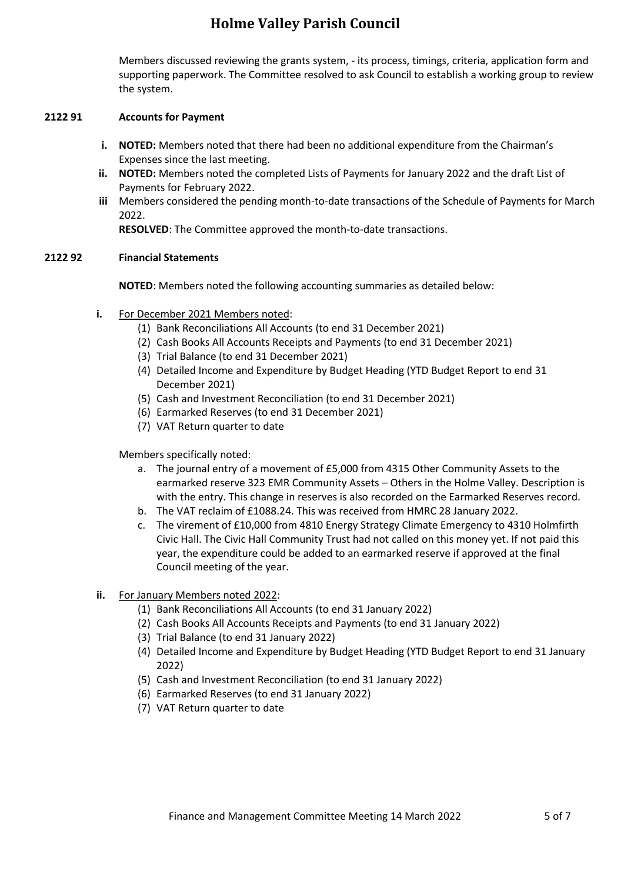Members discussed reviewing the grants system, - its process, timings, criteria, application form and supporting paperwork. The Committee resolved to ask Council to establish a working group to review the system.

**2122 91 Accounts for Payment**

- **i. NOTED:** Members noted that there had been no additional expenditure from the Chairman's Expenses since the last meeting.
- **ii. NOTED:** Members noted the completed Lists of Payments for January 2022 and the draft List of Payments for February 2022.
- **iii** Members considered the pending month-to-date transactions of the Schedule of Payments for March 2022.

  **RESOLVED**: The Committee approved the month-to-date transactions.

**2122 92 Financial Statements**

**NOTED**: Members noted the following accounting summaries as detailed below:

**i.** For December 2021 Members noted:

(1) Bank Reconciliations All Accounts (to end 31 December 2021)
(2) Cash Books All Accounts Receipts and Payments (to end 31 December 2021)
(3) Trial Balance (to end 31 December 2021)
(4) Detailed Income and Expenditure by Budget Heading (YTD Budget Report to end 31 December 2021)
(5) Cash and Investment Reconciliation (to end 31 December 2021)
(6) Earmarked Reserves (to end 31 December 2021)
(7) VAT Return quarter to date

Members specifically noted:

a. The journal entry of a movement of £5,000 from 4315 Other Community Assets to the earmarked reserve 323 EMR Community Assets – Others in the Holme Valley. Description is with the entry. This change in reserves is also recorded on the Earmarked Reserves record.
b. The VAT reclaim of £1088.24. This was received from HMRC 28 January 2022.
c. The virement of £10,000 from 4810 Energy Strategy Climate Emergency to 4310 Holmfirth Civic Hall. The Civic Hall Community Trust had not called on this money yet. If not paid this year, the expenditure could be added to an earmarked reserve if approved at the final Council meeting of the year.

**ii.** For January Members noted 2022:

(1) Bank Reconciliations All Accounts (to end 31 January 2022)
(2) Cash Books All Accounts Receipts and Payments (to end 31 January 2022)
(3) Trial Balance (to end 31 January 2022)
(4) Detailed Income and Expenditure by Budget Heading (YTD Budget Report to end 31 January 2022)
(5) Cash and Investment Reconciliation (to end 31 January 2022)
(6) Earmarked Reserves (to end 31 January 2022)
(7) VAT Return quarter to date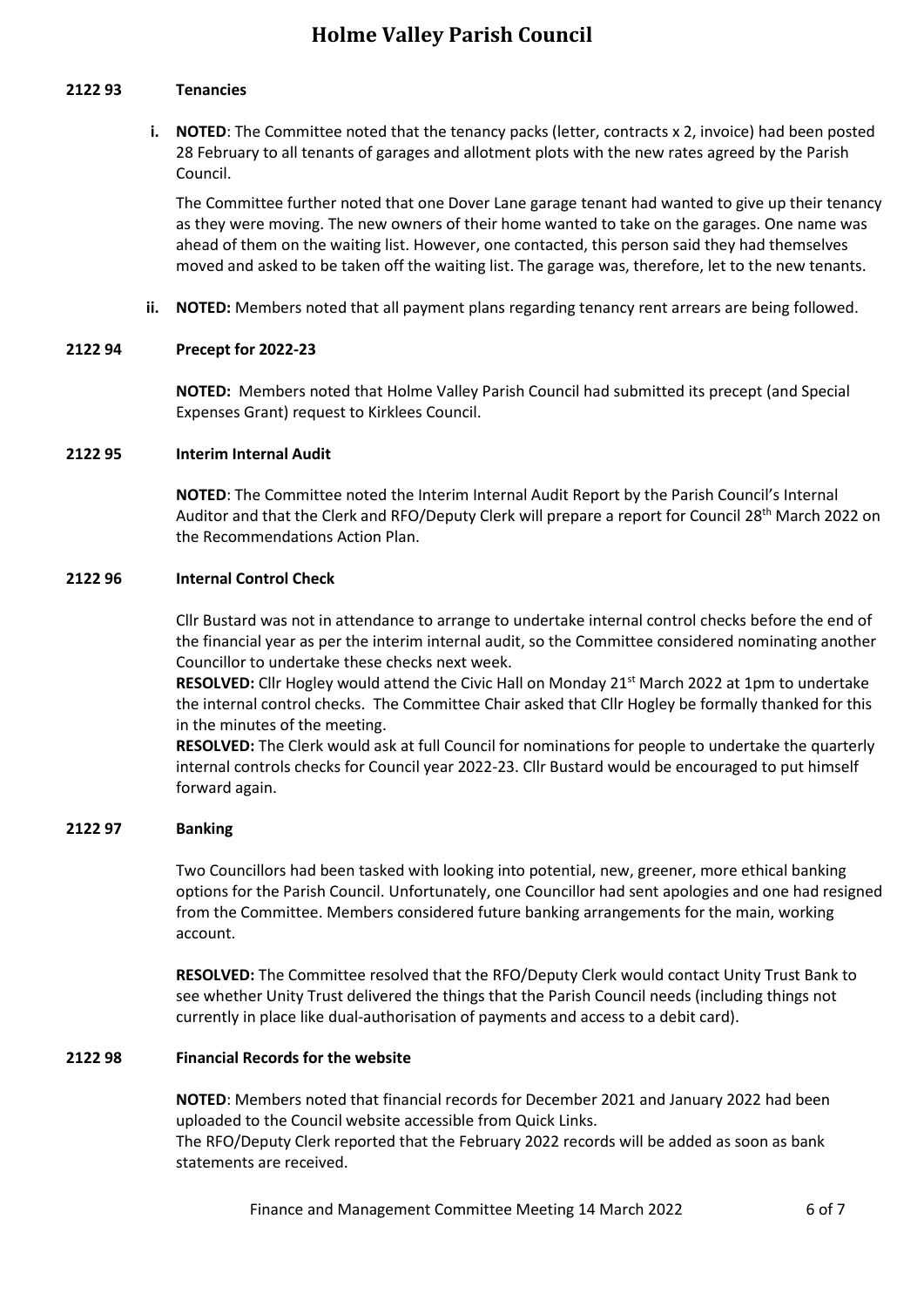**2122 93 Tenancies**

**i. NOTED**: The Committee noted that the tenancy packs (letter, contracts x 2, invoice) had been posted 28 February to all tenants of garages and allotment plots with the new rates agreed by the Parish Council.

The Committee further noted that one Dover Lane garage tenant had wanted to give up their tenancy as they were moving. The new owners of their home wanted to take on the garages. One name was ahead of them on the waiting list. However, one contacted, this person said they had themselves moved and asked to be taken off the waiting list. The garage was, therefore, let to the new tenants.

**ii. NOTED:** Members noted that all payment plans regarding tenancy rent arrears are being followed.

**2122 94 Precept for 2022-23**

**NOTED:** Members noted that Holme Valley Parish Council had submitted its precept (and Special Expenses Grant) request to Kirklees Council.

**2122 95 Interim Internal Audit**

**NOTED**: The Committee noted the Interim Internal Audit Report by the Parish Council's Internal Auditor and that the Clerk and RFO/Deputy Clerk will prepare a report for Council 28th March 2022 on the Recommendations Action Plan.

**2122 96 Internal Control Check**

Cllr Bustard was not in attendance to arrange to undertake internal control checks before the end of the financial year as per the interim internal audit, so the Committee considered nominating another Councillor to undertake these checks next week.

**RESOLVED:** Cllr Hogley would attend the Civic Hall on Monday 21st March 2022 at 1pm to undertake the internal control checks. The Committee Chair asked that Cllr Hogley be formally thanked for this in the minutes of the meeting.

**RESOLVED:** The Clerk would ask at full Council for nominations for people to undertake the quarterly internal controls checks for Council year 2022-23. Cllr Bustard would be encouraged to put himself forward again.

**2122 97 Banking**

Two Councillors had been tasked with looking into potential, new, greener, more ethical banking options for the Parish Council. Unfortunately, one Councillor had sent apologies and one had resigned from the Committee. Members considered future banking arrangements for the main, working account.

**RESOLVED:** The Committee resolved that the RFO/Deputy Clerk would contact Unity Trust Bank to see whether Unity Trust delivered the things that the Parish Council needs (including things not currently in place like dual-authorisation of payments and access to a debit card).

**2122 98 Financial Records for the website**

**NOTED**: Members noted that financial records for December 2021 and January 2022 had been uploaded to the Council website accessible from Quick Links.

The RFO/Deputy Clerk reported that the February 2022 records will be added as soon as bank statements are received.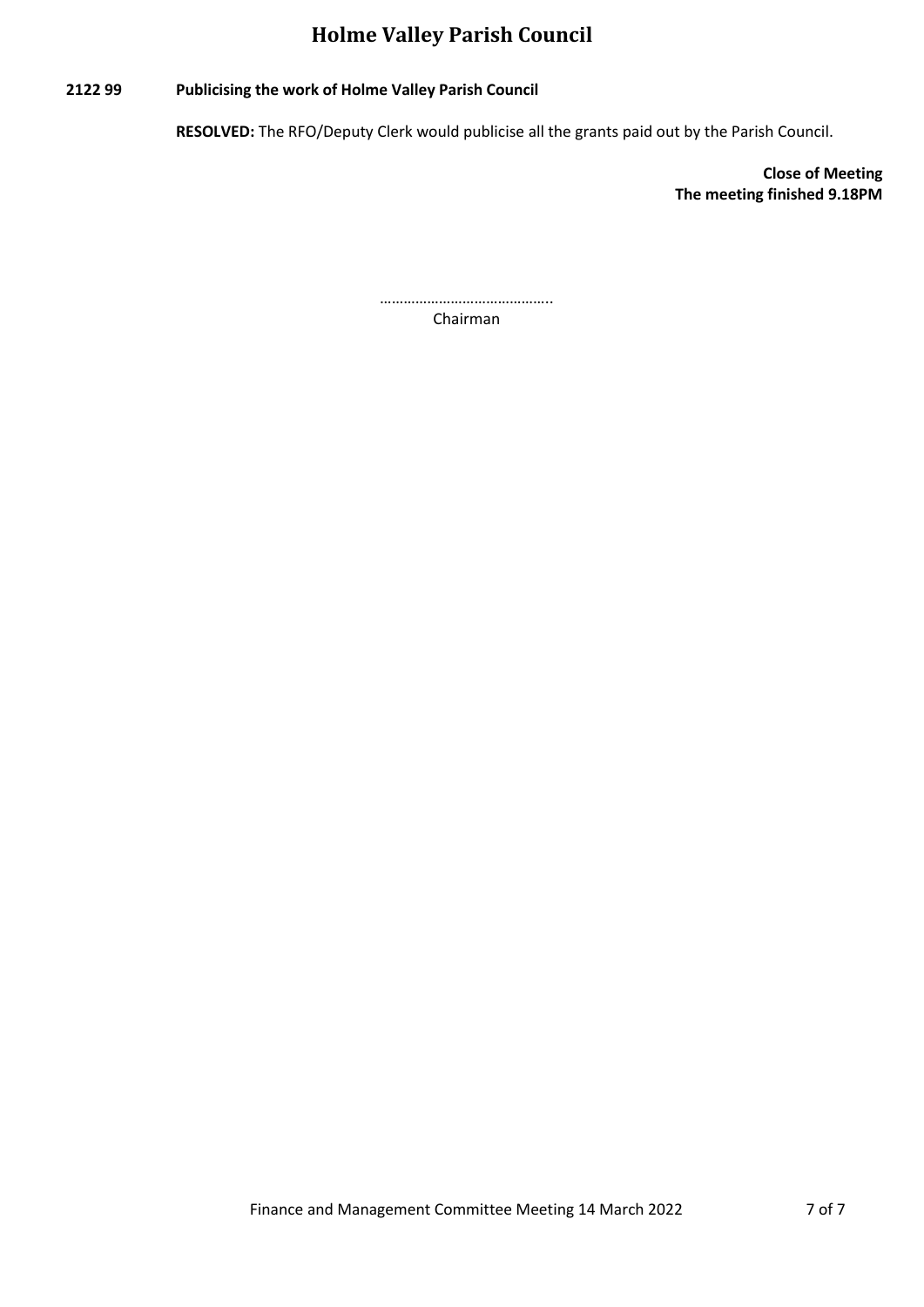**2122 99 Publicising the work of Holme Valley Parish Council**

**RESOLVED:** The RFO/Deputy Clerk would publicise all the grants paid out by the Parish Council.

**Close of Meeting**
**The meeting finished 9.18PM**

……………………………………..
Chairman